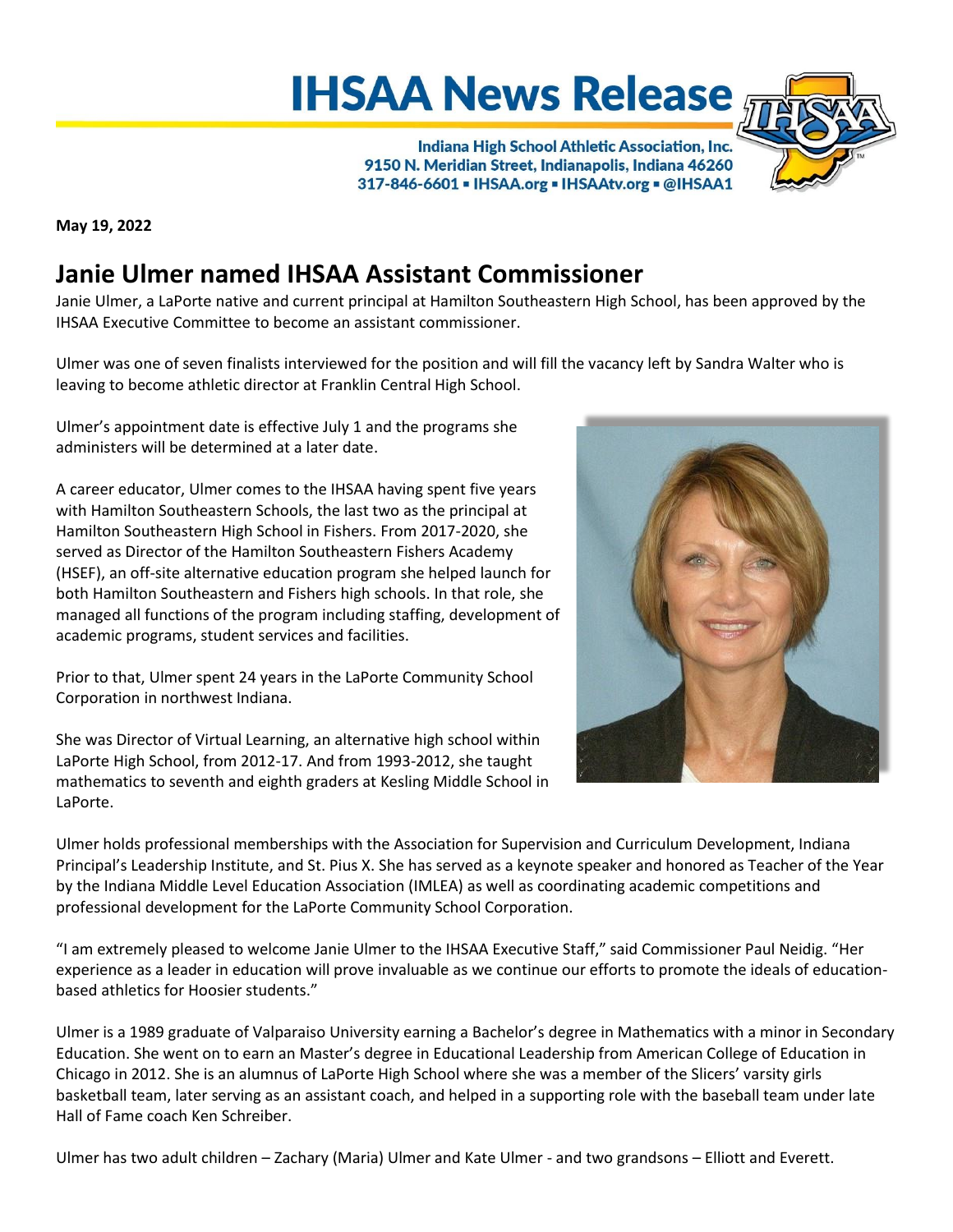# IHSAA News Release

**Indiana High School Athletic Association, Inc.**
**9150 N. Meridian Street, Indianapolis, Indiana 46260**
**317-846-6601 ▪ IHSAA.org ▪ IHSAAtv.org ▪ @IHSAA1**

**May 19, 2022**

## Janie Ulmer named IHSAA Assistant Commissioner

Janie Ulmer, a LaPorte native and current principal at Hamilton Southeastern High School, has been approved by the IHSAA Executive Committee to become an assistant commissioner.

Ulmer was one of seven finalists interviewed for the position and will fill the vacancy left by Sandra Walter who is leaving to become athletic director at Franklin Central High School.

Ulmer's appointment date is effective July 1 and the programs she administers will be determined at a later date.

A career educator, Ulmer comes to the IHSAA having spent five years with Hamilton Southeastern Schools, the last two as the principal at Hamilton Southeastern High School in Fishers. From 2017-2020, she served as Director of the Hamilton Southeastern Fishers Academy (HSEF), an off-site alternative education program she helped launch for both Hamilton Southeastern and Fishers high schools. In that role, she managed all functions of the program including staffing, development of academic programs, student services and facilities.

Prior to that, Ulmer spent 24 years in the LaPorte Community School Corporation in northwest Indiana.

She was Director of Virtual Learning, an alternative high school within LaPorte High School, from 2012-17. And from 1993-2012, she taught mathematics to seventh and eighth graders at Kesling Middle School in LaPorte.

Ulmer holds professional memberships with the Association for Supervision and Curriculum Development, Indiana Principal's Leadership Institute, and St. Pius X. She has served as a keynote speaker and honored as Teacher of the Year by the Indiana Middle Level Education Association (IMLEA) as well as coordinating academic competitions and professional development for the LaPorte Community School Corporation.

"I am extremely pleased to welcome Janie Ulmer to the IHSAA Executive Staff," said Commissioner Paul Neidig. "Her experience as a leader in education will prove invaluable as we continue our efforts to promote the ideals of education-based athletics for Hoosier students."

Ulmer is a 1989 graduate of Valparaiso University earning a Bachelor's degree in Mathematics with a minor in Secondary Education. She went on to earn an Master's degree in Educational Leadership from American College of Education in Chicago in 2012. She is an alumnus of LaPorte High School where she was a member of the Slicers' varsity girls basketball team, later serving as an assistant coach, and helped in a supporting role with the baseball team under late Hall of Fame coach Ken Schreiber.

Ulmer has two adult children – Zachary (Maria) Ulmer and Kate Ulmer - and two grandsons – Elliott and Everett.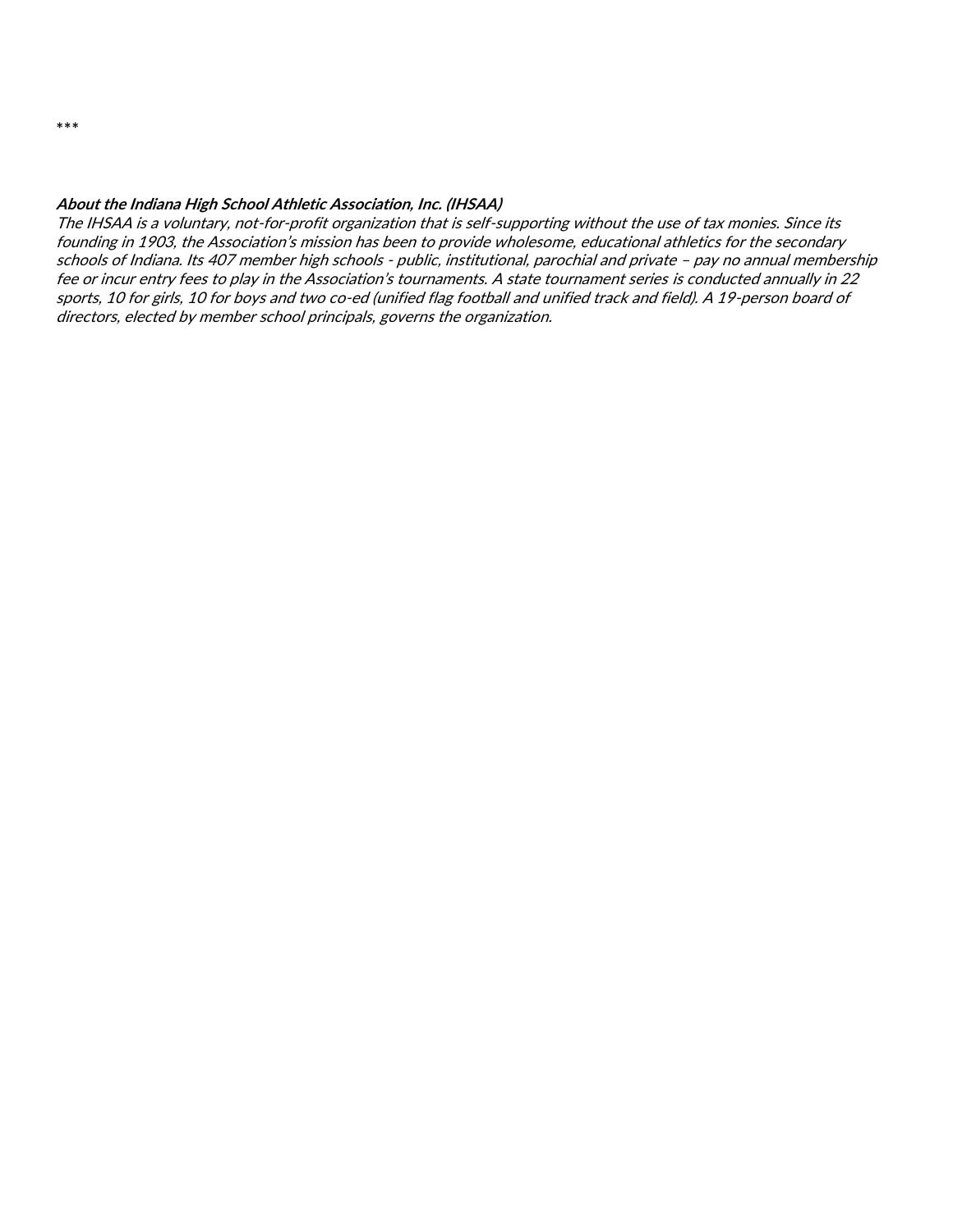***

***About the Indiana High School Athletic Association, Inc. (IHSAA)***

*The IHSAA is a voluntary, not-for-profit organization that is self-supporting without the use of tax monies. Since its founding in 1903, the Association's mission has been to provide wholesome, educational athletics for the secondary schools of Indiana. Its 407 member high schools - public, institutional, parochial and private – pay no annual membership fee or incur entry fees to play in the Association's tournaments. A state tournament series is conducted annually in 22 sports, 10 for girls, 10 for boys and two co-ed (unified flag football and unified track and field). A 19-person board of directors, elected by member school principals, governs the organization.*